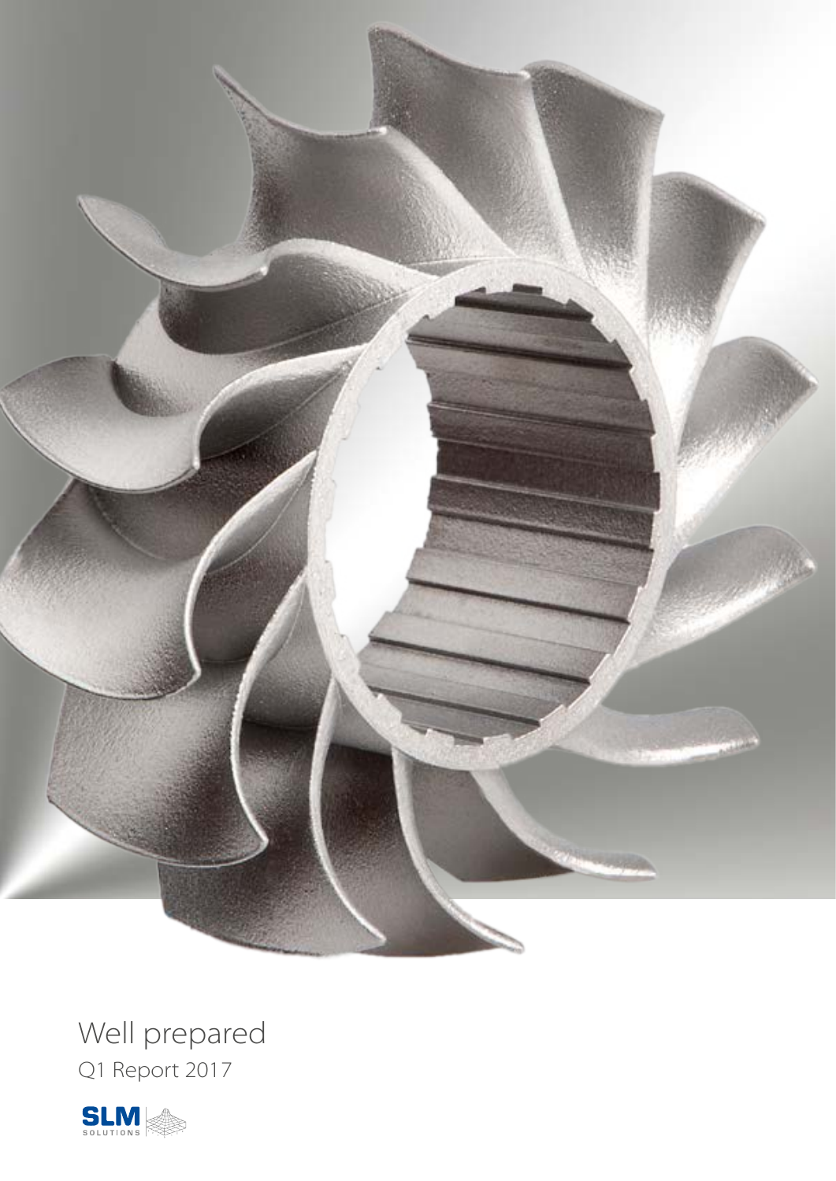Well prepared

Q1 Report 2017

SLM SOLUTIONS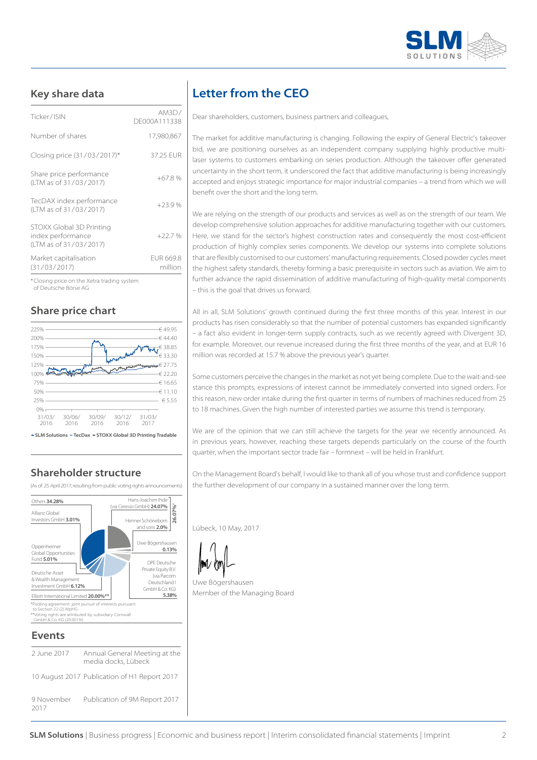## Key share data

| | |
|---|---|
| Ticker/ISIN | AM3D/ DE000A111338 |
| Number of shares | 17,980,867 |
| Closing price (31/03/2017)* | 37.25 EUR |
| Share price performance (LTM as of 31/03/2017) | +67.8 % |
| TecDAX index performance (LTM as of 31/03/2017) | +23.9 % |
| STOXX Global 3D Printing index performance (LTM as of 31/03/2017) | +22.7 % |
| Market capitalisation (31/03/2017) | EUR 669.8 million |

*Closing price on the Xetra trading system of Deutsche Börse AG

## Share price chart

225% – € 49.95
200% – € 44.40
175% – € 38.85
150% – € 33.30
125% – € 27.75
100% – € 22.20
75% – € 16.65
50% – € 11.10
25% – € 5.55
0%

31/03/2016 | 30/06/2016 | 30/09/2016 | 30/12/2016 | 31/03/2017

SLM Solutions – TecDax – STOXX Global 3D Printing Tradable

## Shareholder structure

(As of: 25 April 2017, resulting from public voting rights announcements)

- Others **34.28%**
- Allianz Global Investors GmbH **3.01%**
- Oppenheimer Global Opportunities Fund **5.01%**
- Deutsche Asset & Wealth Management Investment GmbH **6.12%**
- Elliott International Limited **20.00%****
- Hans-Joachim Ihde (via Ceresio GmbH) **24.07%**
- Henner Schöneborn and sons **2.0%**
- (Hans-Joachim Ihde and Henner Schöneborn and sons: **26.07%***)
- Uwe Bögershausen **0.13%**
- DPE Deutsche Private Equity B.V. (via Parcom Deutschland I GmbH & Co. KG) **5.38%**

*Pooling agreement: joint pursuit of interests pursuant to Section 22 (2) WpHG
**Voting rights are attributed by subsidiary Cornwall GmbH & Co. KG (20.001%)

## Events

| | |
|---|---|
| 2 June 2017 | Annual General Meeting at the media docks, Lübeck |
| 10 August 2017 | Publication of H1 Report 2017 |
| 9 November 2017 | Publication of 9M Report 2017 |

# Letter from the CEO

Dear shareholders, customers, business partners and colleagues,

The market for additive manufacturing is changing. Following the expiry of General Electric's takeover bid, we are positioning ourselves as an independent company supplying highly productive multi-laser systems to customers embarking on series production. Although the takeover offer generated uncertainty in the short term, it underscored the fact that additive manufacturing is being increasingly accepted and enjoys strategic importance for major industrial companies – a trend from which we will benefit over the short and the long term.

We are relying on the strength of our products and services as well as on the strength of our team. We develop comprehensive solution approaches for additive manufacturing together with our customers. Here, we stand for the sector's highest construction rates and consequently the most cost-efficient production of highly complex series components. We develop our systems into complete solutions that are flexibly customised to our customers' manufacturing requirements. Closed powder cycles meet the highest safety standards, thereby forming a basic prerequisite in sectors such as aviation. We aim to further advance the rapid dissemination of additive manufacturing of high-quality metal components – this is the goal that drives us forward.

All in all, SLM Solutions' growth continued during the first three months of this year. Interest in our products has risen considerably so that the number of potential customers has expanded significantly – a fact also evident in longer-term supply contracts, such as we recently agreed with Divergent 3D, for example. Moreover, our revenue increased during the first three months of the year, and at EUR 16 million was recorded at 15.7 % above the previous year's quarter.

Some customers perceive the changes in the market as not yet being complete. Due to the wait-and-see stance this prompts, expressions of interest cannot be immediately converted into signed orders. For this reason, new order intake during the first quarter in terms of numbers of machines reduced from 25 to 18 machines. Given the high number of interested parties we assume this trend is temporary.

We are of the opinion that we can still achieve the targets for the year we recently announced. As in previous years, however, reaching these targets depends particularly on the course of the fourth quarter, when the important sector trade fair – formnext – will be held in Frankfurt.

On the Management Board's behalf, I would like to thank all of you whose trust and confidence support the further development of our company in a sustained manner over the long term.

Lübeck, 10 May, 2017

Uwe Bögershausen
Member of the Managing Board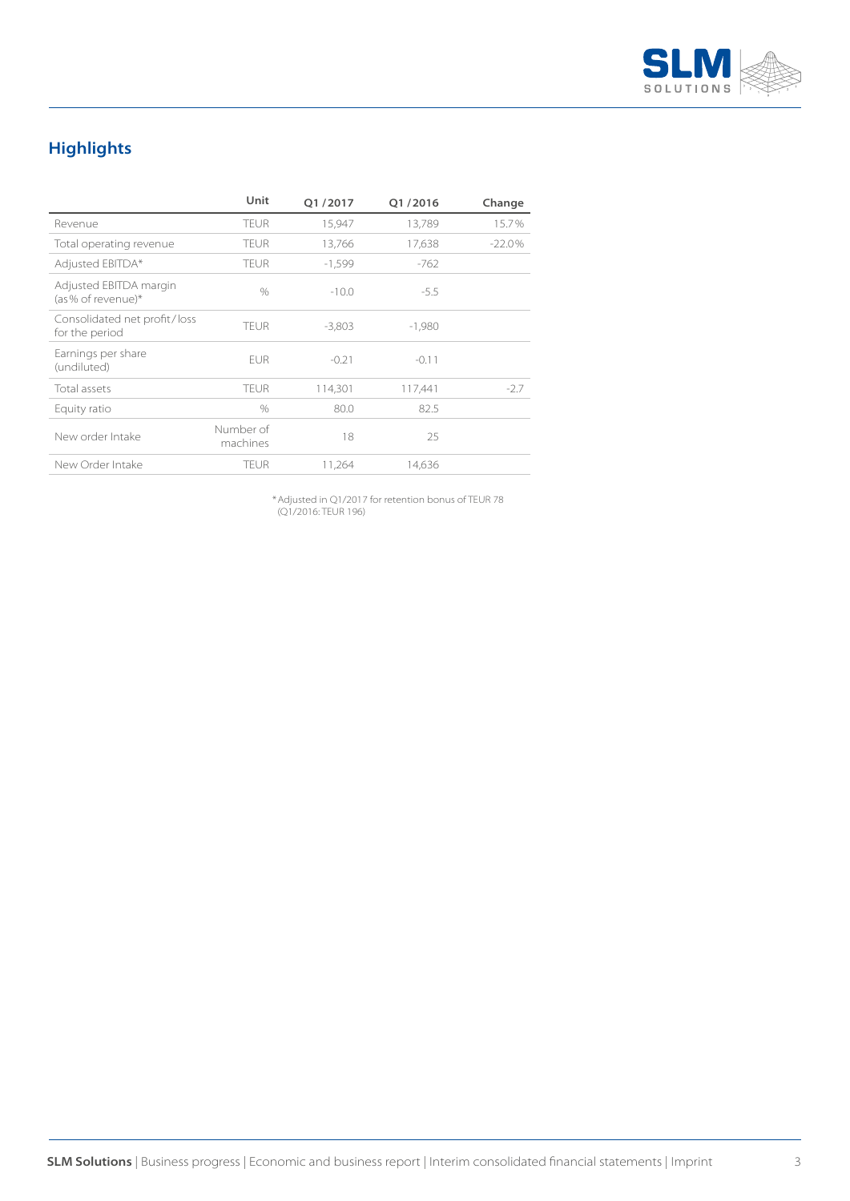## Highlights

| | Unit | Q1 /2017 | Q1 /2016 | Change |
|---|---|---|---|---|
| Revenue | TEUR | 15,947 | 13,789 | 15.7% |
| Total operating revenue | TEUR | 13,766 | 17,638 | -22.0% |
| Adjusted EBITDA* | TEUR | -1,599 | -762 | |
| Adjusted EBITDA margin (as% of revenue)* | % | -10.0 | -5.5 | |
| Consolidated net profit/loss for the period | TEUR | -3,803 | -1,980 | |
| Earnings per share (undiluted) | EUR | -0.21 | -0.11 | |
| Total assets | TEUR | 114,301 | 117,441 | -2.7 |
| Equity ratio | % | 80.0 | 82.5 | |
| New order Intake | Number of machines | 18 | 25 | |
| New Order Intake | TEUR | 11,264 | 14,636 | |

* Adjusted in Q1/2017 for retention bonus of TEUR 78 (Q1/2016: TEUR 196)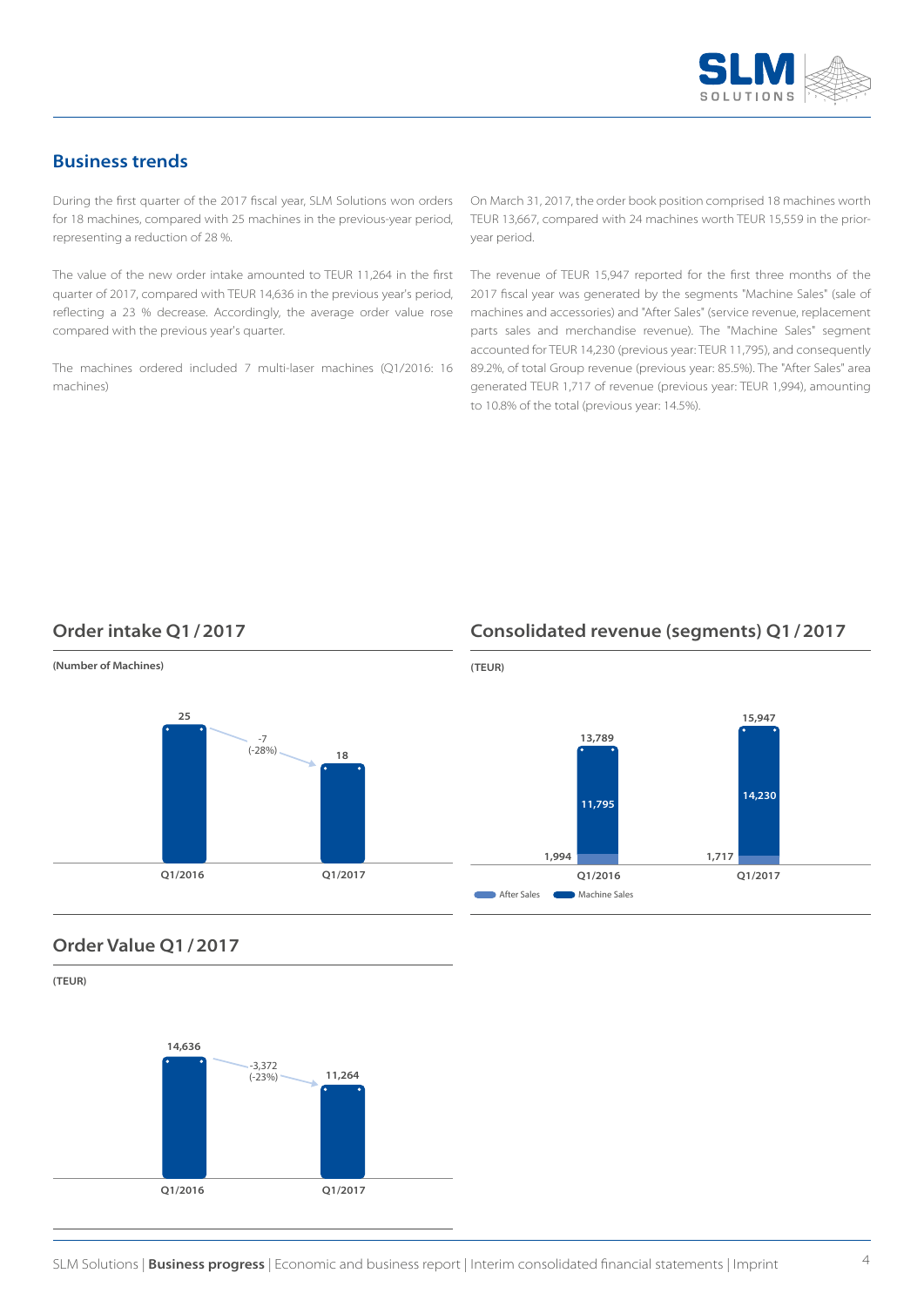## Business trends

During the first quarter of the 2017 fiscal year, SLM Solutions won orders for 18 machines, compared with 25 machines in the previous-year period, representing a reduction of 28 %.

The value of the new order intake amounted to TEUR 11,264 in the first quarter of 2017, compared with TEUR 14,636 in the previous year's period, reflecting a 23 % decrease. Accordingly, the average order value rose compared with the previous year's quarter.

The machines ordered included 7 multi-laser machines (Q1/2016: 16 machines)

On March 31, 2017, the order book position comprised 18 machines worth TEUR 13,667, compared with 24 machines worth TEUR 15,559 in the prior-year period.

The revenue of TEUR 15,947 reported for the first three months of the 2017 fiscal year was generated by the segments "Machine Sales" (sale of machines and accessories) and "After Sales" (service revenue, replacement parts sales and merchandise revenue). The "Machine Sales" segment accounted for TEUR 14,230 (previous year: TEUR 11,795), and consequently 89.2%, of total Group revenue (previous year: 85.5%). The "After Sales" area generated TEUR 1,717 of revenue (previous year: TEUR 1,994), amounting to 10.8% of the total (previous year: 14.5%).

### Order intake Q1 / 2017

(Number of Machines)

| | Q1/2016 | Q1/2017 |
|---|---|---|
| Machines | 25 | 18 |

Change: -7 (-28%)

### Consolidated revenue (segments) Q1 / 2017

(TEUR)

| | Q1/2016 | Q1/2017 |
|---|---|---|
| After Sales | 1,994 | 1,717 |
| Machine Sales | 11,795 | 14,230 |
| Total | 13,789 | 15,947 |

### Order Value Q1 / 2017

(TEUR)

| | Q1/2016 | Q1/2017 |
|---|---|---|
| Order Value | 14,636 | 11,264 |

Change: -3,372 (-23%)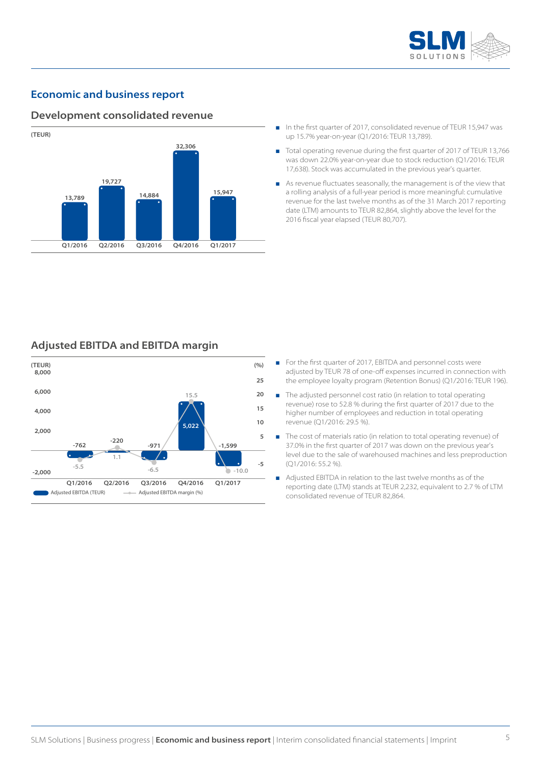## Economic and business report

### Development consolidated revenue

(TEUR)

| Q1/2016 | Q2/2016 | Q3/2016 | Q4/2016 | Q1/2017 |
|---|---|---|---|---|
| 13,789 | 19,727 | 14,884 | 32,306 | 15,947 |

- In the first quarter of 2017, consolidated revenue of TEUR 15,947 was up 15.7% year-on-year (Q1/2016: TEUR 13,789).
- Total operating revenue during the first quarter of 2017 of TEUR 13,766 was down 22.0% year-on-year due to stock reduction (Q1/2016: TEUR 17,638). Stock was accumulated in the previous year's quarter.
- As revenue fluctuates seasonally, the management is of the view that a rolling analysis of a full-year period is more meaningful: cumulative revenue for the last twelve months as of the 31 March 2017 reporting date (LTM) amounts to TEUR 82,864, slightly above the level for the 2016 fiscal year elapsed (TEUR 80,707).

### Adjusted EBITDA and EBITDA margin

| | Q1/2016 | Q2/2016 | Q3/2016 | Q4/2016 | Q1/2017 |
|---|---|---|---|---|---|
| Adjusted EBITDA (TEUR) | -762 | -220 | -971 | 5,022 | -1,599 |
| Adjusted EBITDA margin (%) | -5.5 | 1.1 | -6.5 | 15.5 | -10.0 |

- For the first quarter of 2017, EBITDA and personnel costs were adjusted by TEUR 78 of one-off expenses incurred in connection with the employee loyalty program (Retention Bonus) (Q1/2016: TEUR 196).
- The adjusted personnel cost ratio (in relation to total operating revenue) rose to 52.8 % during the first quarter of 2017 due to the higher number of employees and reduction in total operating revenue (Q1/2016: 29.5 %).
- The cost of materials ratio (in relation to total operating revenue) of 37.0% in the first quarter of 2017 was down on the previous year's level due to the sale of warehoused machines and less preproduction (Q1/2016: 55.2 %).
- Adjusted EBITDA in relation to the last twelve months as of the reporting date (LTM) stands at TEUR 2,232, equivalent to 2.7 % of LTM consolidated revenue of TEUR 82,864.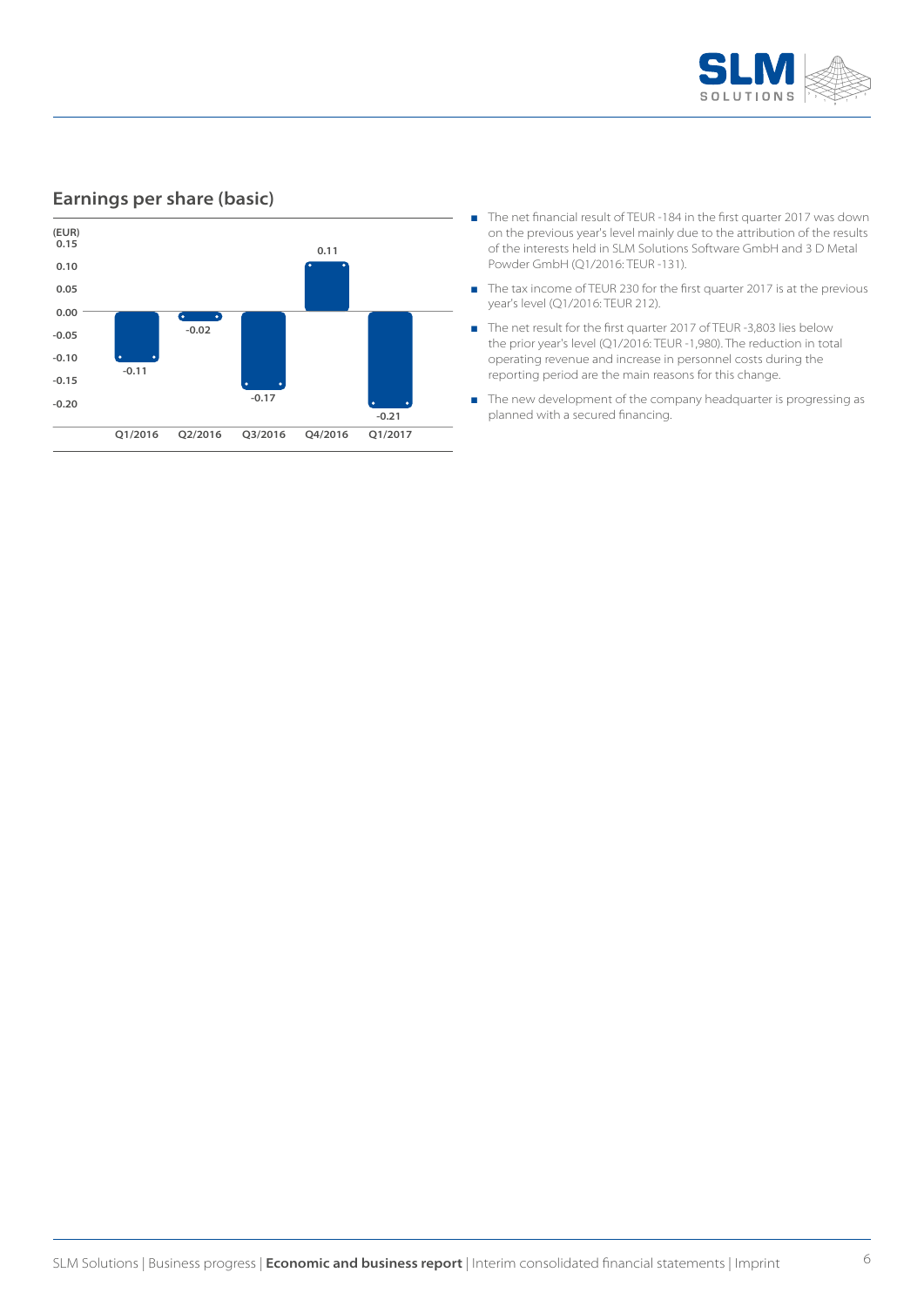## Earnings per share (basic)

| (EUR) | Q1/2016 | Q2/2016 | Q3/2016 | Q4/2016 | Q1/2017 |
|---|---|---|---|---|---|
| Earnings per share (basic) | -0.11 | -0.02 | -0.17 | 0.11 | -0.21 |

- The net financial result of TEUR -184 in the first quarter 2017 was down on the previous year's level mainly due to the attribution of the results of the interests held in SLM Solutions Software GmbH and 3 D Metal Powder GmbH (Q1/2016: TEUR -131).
- The tax income of TEUR 230 for the first quarter 2017 is at the previous year's level (Q1/2016: TEUR 212).
- The net result for the first quarter 2017 of TEUR -3,803 lies below the prior year's level (Q1/2016: TEUR -1,980). The reduction in total operating revenue and increase in personnel costs during the reporting period are the main reasons for this change.
- The new development of the company headquarter is progressing as planned with a secured financing.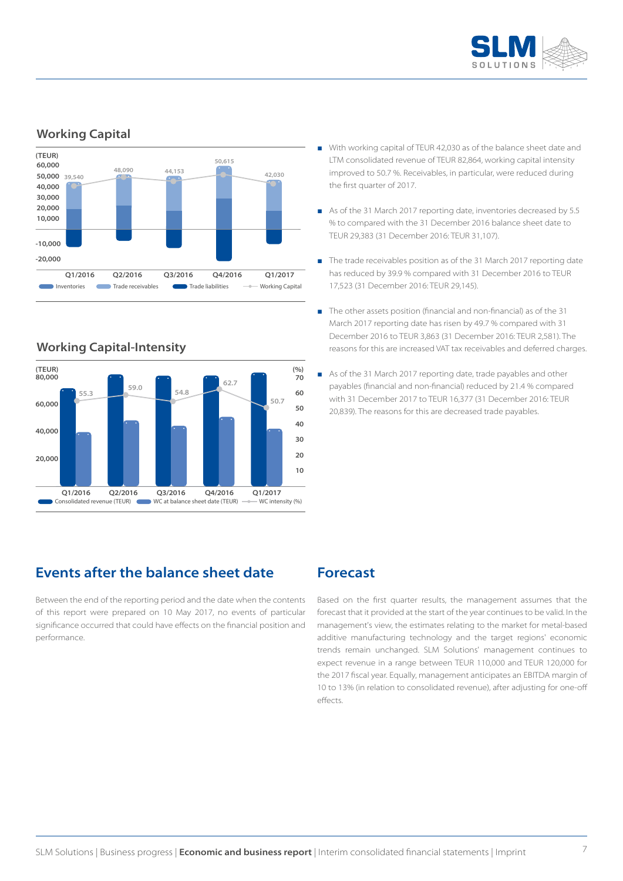## Working Capital

(TEUR)

| | Q1/2016 | Q2/2016 | Q3/2016 | Q4/2016 | Q1/2017 |
|---|---|---|---|---|---|
| Working Capital | 39,540 | 48,090 | 44,153 | 50,615 | 42,030 |

Inventories | Trade receivables | Trade liabilities | Working Capital

## Working Capital-Intensity

| | Q1/2016 | Q2/2016 | Q3/2016 | Q4/2016 | Q1/2017 |
|---|---|---|---|---|---|
| WC intensity (%) | 55.3 | 59.0 | 54.8 | 62.7 | 50.7 |

Consolidated revenue (TEUR) | WC at balance sheet date (TEUR) | WC intensity (%)

- With working capital of TEUR 42,030 as of the balance sheet date and LTM consolidated revenue of TEUR 82,864, working capital intensity improved to 50.7 %. Receivables, in particular, were reduced during the first quarter of 2017.
- As of the 31 March 2017 reporting date, inventories decreased by 5.5 % to compared with the 31 December 2016 balance sheet date to TEUR 29,383 (31 December 2016: TEUR 31,107).
- The trade receivables position as of the 31 March 2017 reporting date has reduced by 39.9 % compared with 31 December 2016 to TEUR 17,523 (31 December 2016: TEUR 29,145).
- The other assets position (financial and non-financial) as of the 31 March 2017 reporting date has risen by 49.7 % compared with 31 December 2016 to TEUR 3,863 (31 December 2016: TEUR 2,581). The reasons for this are increased VAT tax receivables and deferred charges.
- As of the 31 March 2017 reporting date, trade payables and other payables (financial and non-financial) reduced by 21.4 % compared with 31 December 2017 to TEUR 16,377 (31 December 2016: TEUR 20,839). The reasons for this are decreased trade payables.

## Events after the balance sheet date

Between the end of the reporting period and the date when the contents of this report were prepared on 10 May 2017, no events of particular significance occurred that could have effects on the financial position and performance.

## Forecast

Based on the first quarter results, the management assumes that the forecast that it provided at the start of the year continues to be valid. In the management's view, the estimates relating to the market for metal-based additive manufacturing technology and the target regions' economic trends remain unchanged. SLM Solutions' management continues to expect revenue in a range between TEUR 110,000 and TEUR 120,000 for the 2017 fiscal year. Equally, management anticipates an EBITDA margin of 10 to 13% (in relation to consolidated revenue), after adjusting for one-off effects.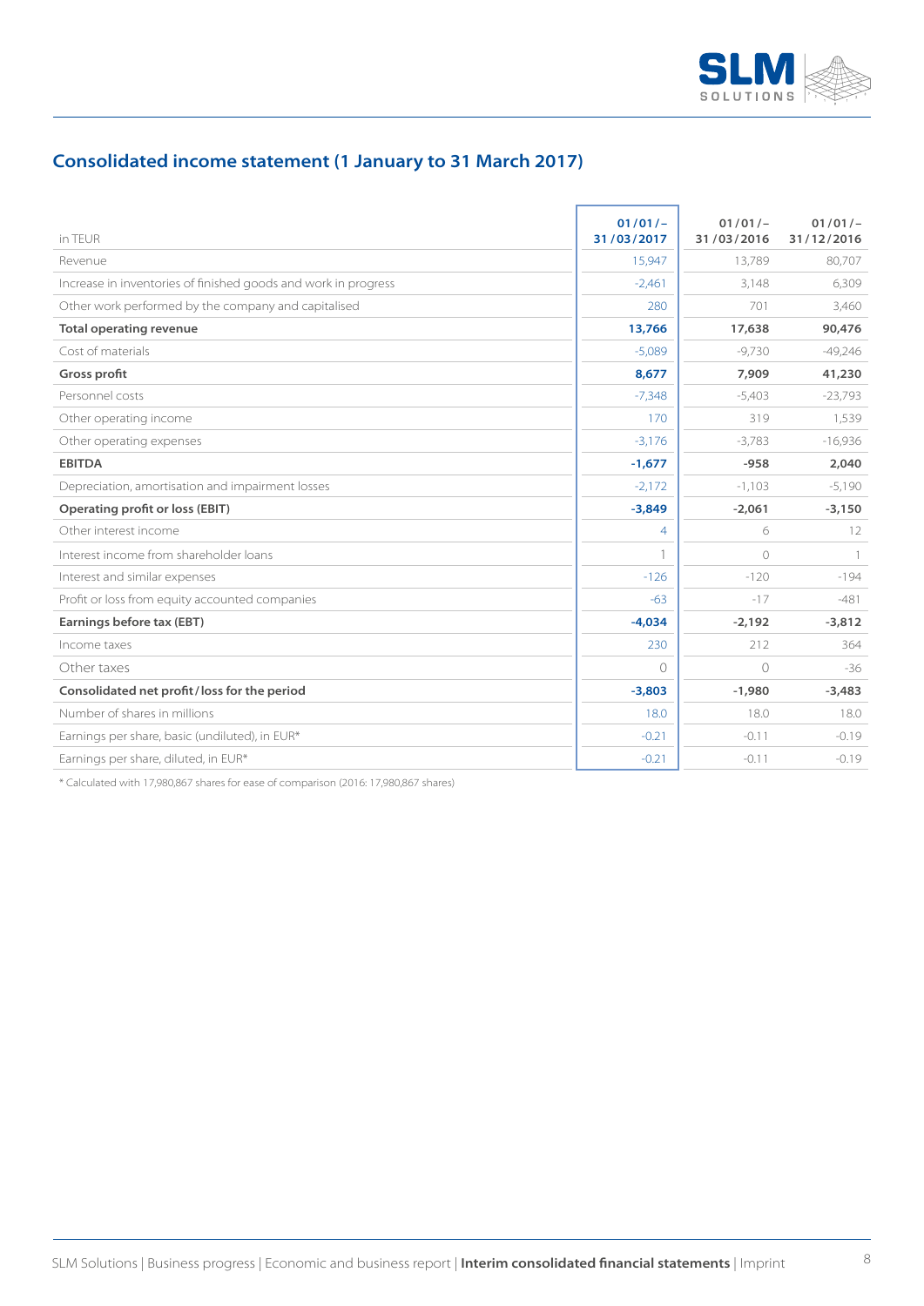## Consolidated income statement (1 January to 31 March 2017)

| in TEUR | 01/01/–31/03/2017 | 01/01/–31/03/2016 | 01/01/–31/12/2016 |
|---|---|---|---|
| Revenue | 15,947 | 13,789 | 80,707 |
| Increase in inventories of finished goods and work in progress | -2,461 | 3,148 | 6,309 |
| Other work performed by the company and capitalised | 280 | 701 | 3,460 |
| **Total operating revenue** | **13,766** | **17,638** | **90,476** |
| Cost of materials | -5,089 | -9,730 | -49,246 |
| **Gross profit** | **8,677** | **7,909** | **41,230** |
| Personnel costs | -7,348 | -5,403 | -23,793 |
| Other operating income | 170 | 319 | 1,539 |
| Other operating expenses | -3,176 | -3,783 | -16,936 |
| **EBITDA** | **-1,677** | **-958** | **2,040** |
| Depreciation, amortisation and impairment losses | -2,172 | -1,103 | -5,190 |
| **Operating profit or loss (EBIT)** | **-3,849** | **-2,061** | **-3,150** |
| Other interest income | 4 | 6 | 12 |
| Interest income from shareholder loans | 1 | 0 | 1 |
| Interest and similar expenses | -126 | -120 | -194 |
| Profit or loss from equity accounted companies | -63 | -17 | -481 |
| **Earnings before tax (EBT)** | **-4,034** | **-2,192** | **-3,812** |
| Income taxes | 230 | 212 | 364 |
| Other taxes | 0 | 0 | -36 |
| **Consolidated net profit / loss for the period** | **-3,803** | **-1,980** | **-3,483** |
| Number of shares in millions | 18.0 | 18.0 | 18.0 |
| Earnings per share, basic (undiluted), in EUR* | -0.21 | -0.11 | -0.19 |
| Earnings per share, diluted, in EUR* | -0.21 | -0.11 | -0.19 |

* Calculated with 17,980,867 shares for ease of comparison (2016: 17,980,867 shares)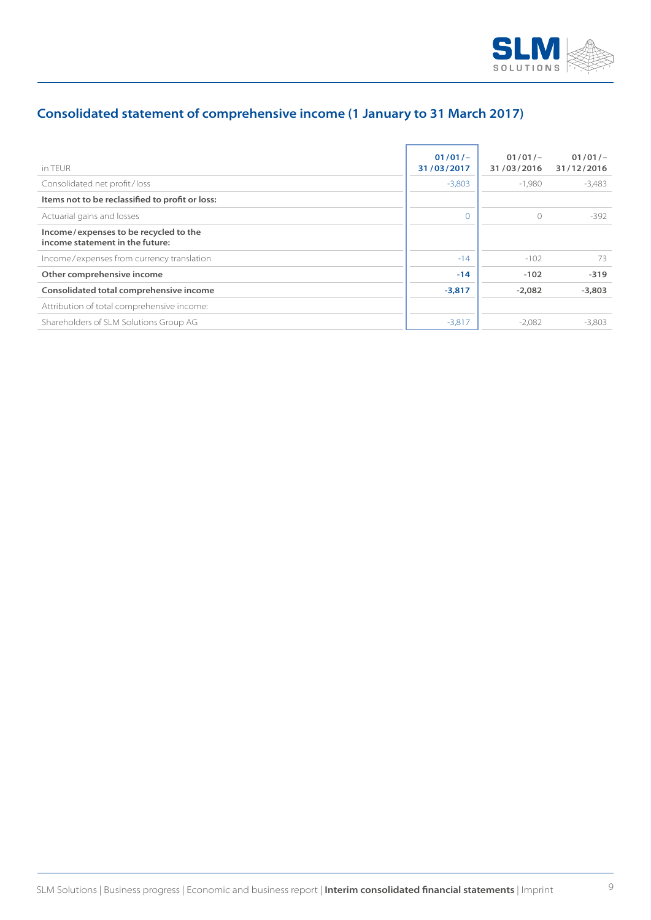## Consolidated statement of comprehensive income (1 January to 31 March 2017)

| in TEUR | 01/01/–31/03/2017 | 01/01/–31/03/2016 | 01/01/–31/12/2016 |
|---|---|---|---|
| Consolidated net profit/loss | -3,803 | -1,980 | -3,483 |
| **Items not to be reclassified to profit or loss:** | | | |
| Actuarial gains and losses | 0 | 0 | -392 |
| **Income/expenses to be recycled to the income statement in the future:** | | | |
| Income/expenses from currency translation | -14 | -102 | 73 |
| **Other comprehensive income** | **-14** | **-102** | **-319** |
| **Consolidated total comprehensive income** | **-3,817** | **-2,082** | **-3,803** |
| Attribution of total comprehensive income: | | | |
| Shareholders of SLM Solutions Group AG | -3,817 | -2,082 | -3,803 |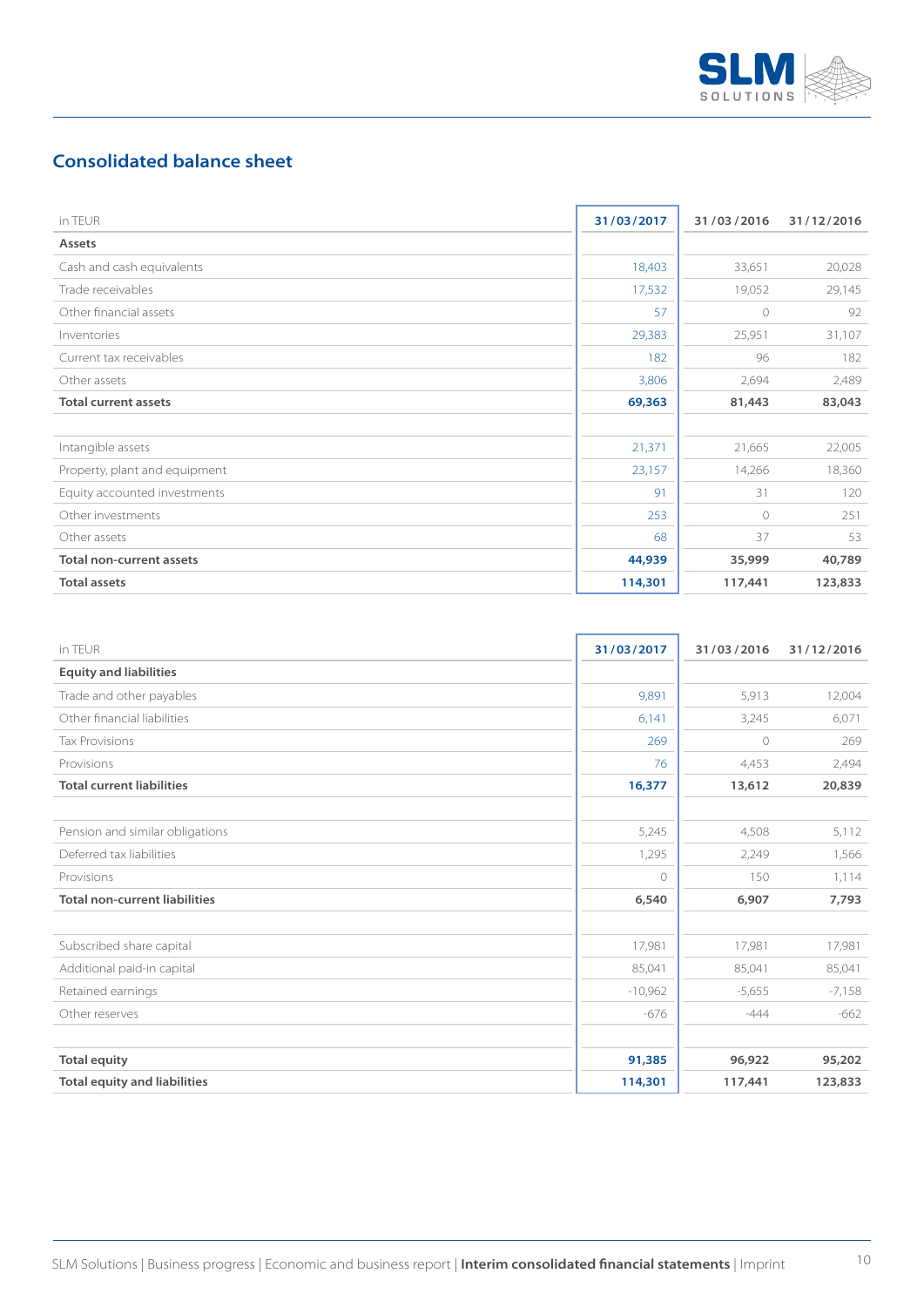## Consolidated balance sheet

| in TEUR | 31/03/2017 | 31/03/2016 | 31/12/2016 |
|---|---|---|---|
| **Assets** | | | |
| Cash and cash equivalents | 18,403 | 33,651 | 20,028 |
| Trade receivables | 17,532 | 19,052 | 29,145 |
| Other financial assets | 57 | 0 | 92 |
| Inventories | 29,383 | 25,951 | 31,107 |
| Current tax receivables | 182 | 96 | 182 |
| Other assets | 3,806 | 2,694 | 2,489 |
| **Total current assets** | **69,363** | **81,443** | **83,043** |
| | | | |
| Intangible assets | 21,371 | 21,665 | 22,005 |
| Property, plant and equipment | 23,157 | 14,266 | 18,360 |
| Equity accounted investments | 91 | 31 | 120 |
| Other investments | 253 | 0 | 251 |
| Other assets | 68 | 37 | 53 |
| **Total non-current assets** | **44,939** | **35,999** | **40,789** |
| **Total assets** | **114,301** | **117,441** | **123,833** |

| in TEUR | 31/03/2017 | 31/03/2016 | 31/12/2016 |
|---|---|---|---|
| **Equity and liabilities** | | | |
| Trade and other payables | 9,891 | 5,913 | 12,004 |
| Other financial liabilities | 6,141 | 3,245 | 6,071 |
| Tax Provisions | 269 | 0 | 269 |
| Provisions | 76 | 4,453 | 2,494 |
| **Total current liabilities** | **16,377** | **13,612** | **20,839** |
| | | | |
| Pension and similar obligations | 5,245 | 4,508 | 5,112 |
| Deferred tax liabilities | 1,295 | 2,249 | 1,566 |
| Provisions | 0 | 150 | 1,114 |
| **Total non-current liabilities** | **6,540** | **6,907** | **7,793** |
| | | | |
| Subscribed share capital | 17,981 | 17,981 | 17,981 |
| Additional paid-in capital | 85,041 | 85,041 | 85,041 |
| Retained earnings | -10,962 | -5,655 | -7,158 |
| Other reserves | -676 | -444 | -662 |
| | | | |
| **Total equity** | **91,385** | **96,922** | **95,202** |
| **Total equity and liabilities** | **114,301** | **117,441** | **123,833** |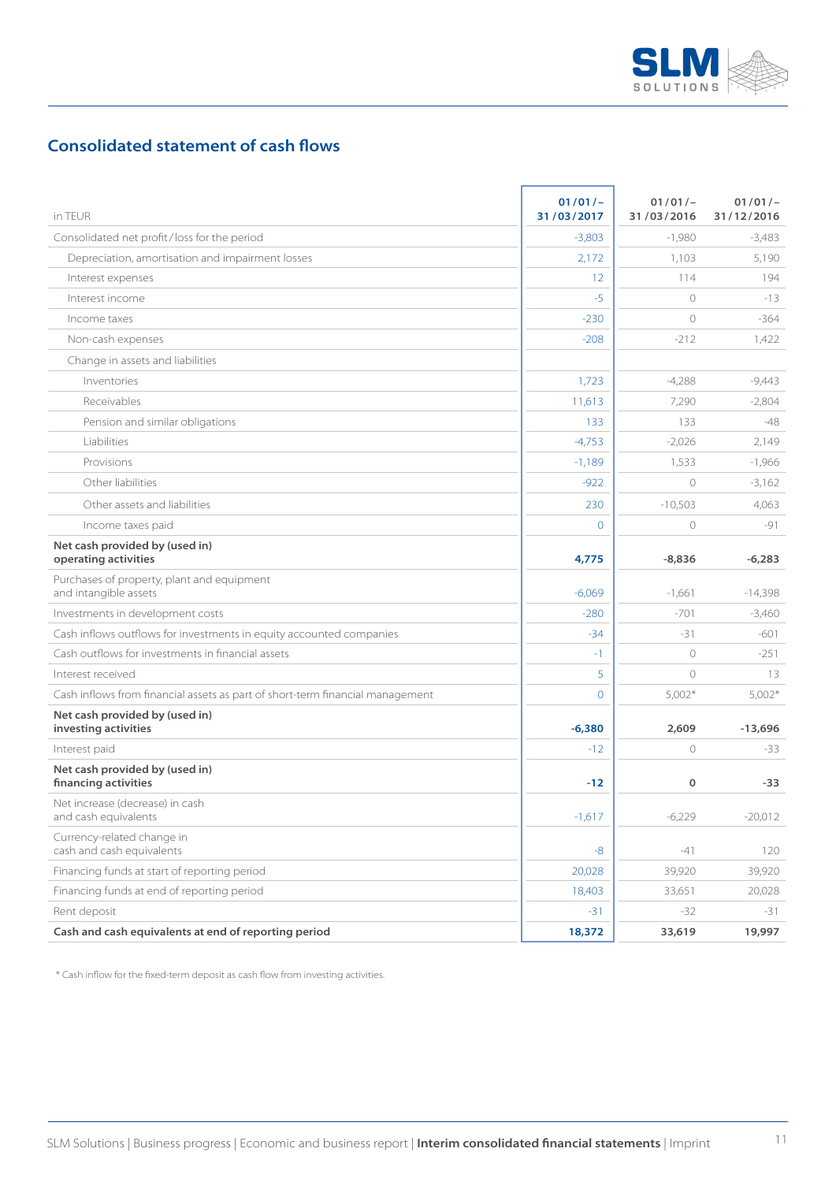## Consolidated statement of cash flows

| in TEUR | 01/01/– 31/03/2017 | 01/01/– 31/03/2016 | 01/01/– 31/12/2016 |
|---|---|---|---|
| Consolidated net profit/loss for the period | -3,803 | -1,980 | -3,483 |
| Depreciation, amortisation and impairment losses | 2,172 | 1,103 | 5,190 |
| Interest expenses | 12 | 114 | 194 |
| Interest income | -5 | 0 | -13 |
| Income taxes | -230 | 0 | -364 |
| Non-cash expenses | -208 | -212 | 1,422 |
| Change in assets and liabilities | | | |
| Inventories | 1,723 | -4,288 | -9,443 |
| Receivables | 11,613 | 7,290 | -2,804 |
| Pension and similar obligations | 133 | 133 | -48 |
| Liabilities | -4,753 | -2,026 | 2,149 |
| Provisions | -1,189 | 1,533 | -1,966 |
| Other liabilities | -922 | 0 | -3,162 |
| Other assets and liabilities | 230 | -10,503 | 4,063 |
| Income taxes paid | 0 | 0 | -91 |
| **Net cash provided by (used in) operating activities** | **4,775** | **-8,836** | **-6,283** |
| Purchases of property, plant and equipment and intangible assets | -6,069 | -1,661 | -14,398 |
| Investments in development costs | -280 | -701 | -3,460 |
| Cash inflows outflows for investments in equity accounted companies | -34 | -31 | -601 |
| Cash outflows for investments in financial assets | -1 | 0 | -251 |
| Interest received | 5 | 0 | 13 |
| Cash inflows from financial assets as part of short-term financial management | 0 | 5,002* | 5,002* |
| **Net cash provided by (used in) investing activities** | **-6,380** | **2,609** | **-13,696** |
| Interest paid | -12 | 0 | -33 |
| **Net cash provided by (used in) financing activities** | **-12** | **0** | **-33** |
| Net increase (decrease) in cash and cash equivalents | -1,617 | -6,229 | -20,012 |
| Currency-related change in cash and cash equivalents | -8 | -41 | 120 |
| Financing funds at start of reporting period | 20,028 | 39,920 | 39,920 |
| Financing funds at end of reporting period | 18,403 | 33,651 | 20,028 |
| Rent deposit | -31 | -32 | -31 |
| **Cash and cash equivalents at end of reporting period** | **18,372** | **33,619** | **19,997** |

* Cash inflow for the fixed-term deposit as cash flow from investing activities.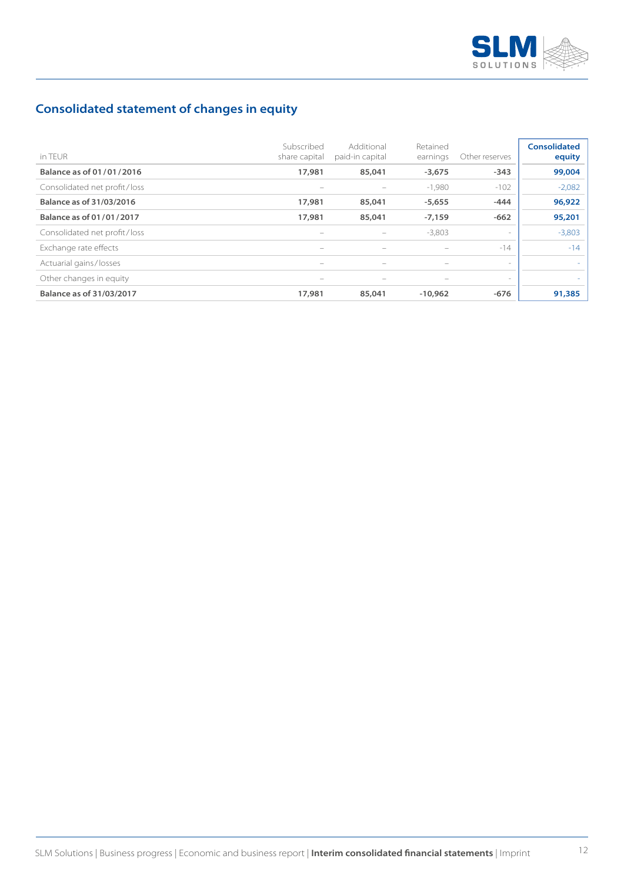## Consolidated statement of changes in equity

| in TEUR | Subscribed share capital | Additional paid-in capital | Retained earnings | Other reserves | Consolidated equity |
|---|---|---|---|---|---|
| **Balance as of 01/01/2016** | **17,981** | **85,041** | **-3,675** | **-343** | **99,004** |
| Consolidated net profit/loss | – | – | -1,980 | -102 | -2,082 |
| **Balance as of 31/03/2016** | **17,981** | **85,041** | **-5,655** | **-444** | **96,922** |
| **Balance as of 01/01/2017** | **17,981** | **85,041** | **-7,159** | **-662** | **95,201** |
| Consolidated net profit/loss | – | – | -3,803 | - | -3,803 |
| Exchange rate effects | – | – | – | -14 | -14 |
| Actuarial gains/losses | – | – | – | - | - |
| Other changes in equity | – | – | – | - | - |
| **Balance as of 31/03/2017** | **17,981** | **85,041** | **-10,962** | **-676** | **91,385** |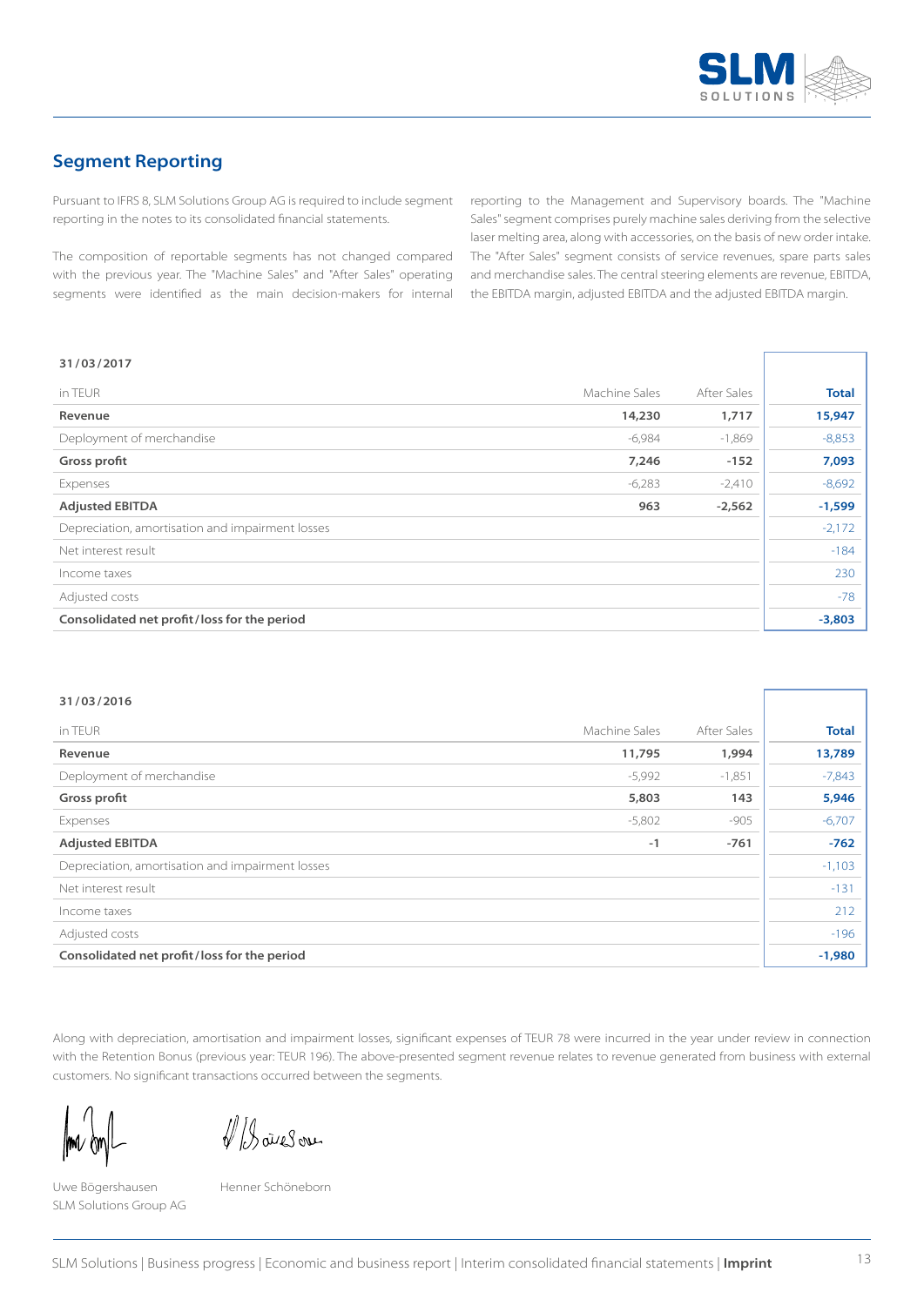## Segment Reporting

Pursuant to IFRS 8, SLM Solutions Group AG is required to include segment reporting in the notes to its consolidated financial statements.

The composition of reportable segments has not changed compared with the previous year. The "Machine Sales" and "After Sales" operating segments were identified as the main decision-makers for internal reporting to the Management and Supervisory boards. The "Machine Sales" segment comprises purely machine sales deriving from the selective laser melting area, along with accessories, on the basis of new order intake. The "After Sales" segment consists of service revenues, spare parts sales and merchandise sales. The central steering elements are revenue, EBITDA, the EBITDA margin, adjusted EBITDA and the adjusted EBITDA margin.

**31/03/2017**

| in TEUR | Machine Sales | After Sales | **Total** |
|---|---|---|---|
| **Revenue** | **14,230** | **1,717** | **15,947** |
| Deployment of merchandise | -6,984 | -1,869 | -8,853 |
| **Gross profit** | **7,246** | **-152** | **7,093** |
| Expenses | -6,283 | -2,410 | -8,692 |
| **Adjusted EBITDA** | **963** | **-2,562** | **-1,599** |
| Depreciation, amortisation and impairment losses | | | -2,172 |
| Net interest result | | | -184 |
| Income taxes | | | 230 |
| Adjusted costs | | | -78 |
| **Consolidated net profit/loss for the period** | | | **-3,803** |

**31/03/2016**

| in TEUR | Machine Sales | After Sales | **Total** |
|---|---|---|---|
| **Revenue** | **11,795** | **1,994** | **13,789** |
| Deployment of merchandise | -5,992 | -1,851 | -7,843 |
| **Gross profit** | **5,803** | **143** | **5,946** |
| Expenses | -5,802 | -905 | -6,707 |
| **Adjusted EBITDA** | **-1** | **-761** | **-762** |
| Depreciation, amortisation and impairment losses | | | -1,103 |
| Net interest result | | | -131 |
| Income taxes | | | 212 |
| Adjusted costs | | | -196 |
| **Consolidated net profit/loss for the period** | | | **-1,980** |

Along with depreciation, amortisation and impairment losses, significant expenses of TEUR 78 were incurred in the year under review in connection with the Retention Bonus (previous year: TEUR 196). The above-presented segment revenue relates to revenue generated from business with external customers. No significant transactions occurred between the segments.

Uwe Bögershausen
SLM Solutions Group AG

Henner Schöneborn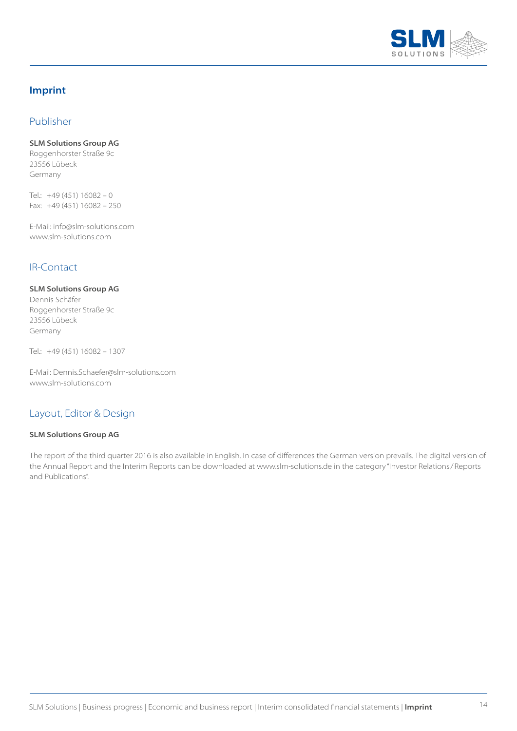# Imprint

## Publisher

**SLM Solutions Group AG**
Roggenhorster Straße 9c
23556 Lübeck
Germany

Tel.: +49 (451) 16082 – 0
Fax: +49 (451) 16082 – 250

E-Mail: info@slm-solutions.com
www.slm-solutions.com

## IR-Contact

**SLM Solutions Group AG**
Dennis Schäfer
Roggenhorster Straße 9c
23556 Lübeck
Germany

Tel.: +49 (451) 16082 – 1307

E-Mail: Dennis.Schaefer@slm-solutions.com
www.slm-solutions.com

## Layout, Editor & Design

**SLM Solutions Group AG**

The report of the third quarter 2016 is also available in English. In case of differences the German version prevails. The digital version of the Annual Report and the Interim Reports can be downloaded at www.slm-solutions.de in the category "Investor Relations / Reports and Publications".